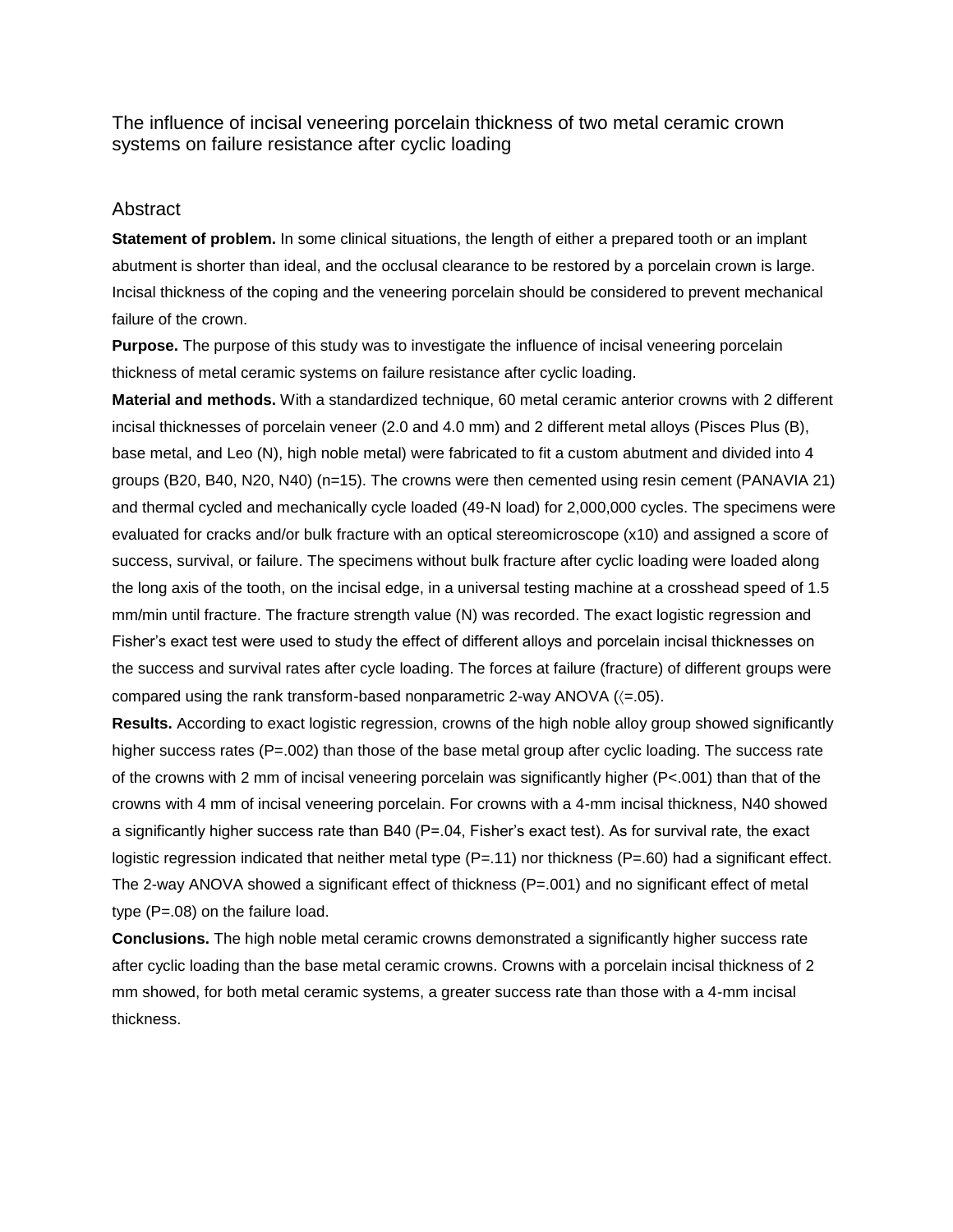# The influence of incisal veneering porcelain thickness of two metal ceramic crown systems on failure resistance after cyclic loading

## Abstract

**Statement of problem.** In some clinical situations, the length of either a prepared tooth or an implant abutment is shorter than ideal, and the occlusal clearance to be restored by a porcelain crown is large. Incisal thickness of the coping and the veneering porcelain should be considered to prevent mechanical failure of the crown.

**Purpose.** The purpose of this study was to investigate the influence of incisal veneering porcelain thickness of metal ceramic systems on failure resistance after cyclic loading.

**Material and methods.** With a standardized technique, 60 metal ceramic anterior crowns with 2 different incisal thicknesses of porcelain veneer (2.0 and 4.0 mm) and 2 different metal alloys (Pisces Plus (B), base metal, and Leo (N), high noble metal) were fabricated to fit a custom abutment and divided into 4 groups (B20, B40, N20, N40) (n=15). The crowns were then cemented using resin cement (PANAVIA 21) and thermal cycled and mechanically cycle loaded (49-N load) for 2,000,000 cycles. The specimens were evaluated for cracks and/or bulk fracture with an optical stereomicroscope (x10) and assigned a score of success, survival, or failure. The specimens without bulk fracture after cyclic loading were loaded along the long axis of the tooth, on the incisal edge, in a universal testing machine at a crosshead speed of 1.5 mm/min until fracture. The fracture strength value (N) was recorded. The exact logistic regression and Fisher's exact test were used to study the effect of different alloys and porcelain incisal thicknesses on the success and survival rates after cycle loading. The forces at failure (fracture) of different groups were compared using the rank transform-based nonparametric 2-way ANOVA (〈=.05).

**Results.** According to exact logistic regression, crowns of the high noble alloy group showed significantly higher success rates (P=.002) than those of the base metal group after cyclic loading. The success rate of the crowns with 2 mm of incisal veneering porcelain was significantly higher (P<.001) than that of the crowns with 4 mm of incisal veneering porcelain. For crowns with a 4-mm incisal thickness, N40 showed a significantly higher success rate than B40 (P=.04, Fisher's exact test). As for survival rate, the exact logistic regression indicated that neither metal type (P=.11) nor thickness (P=.60) had a significant effect. The 2-way ANOVA showed a significant effect of thickness (P=.001) and no significant effect of metal type (P=.08) on the failure load.

**Conclusions.** The high noble metal ceramic crowns demonstrated a significantly higher success rate after cyclic loading than the base metal ceramic crowns. Crowns with a porcelain incisal thickness of 2 mm showed, for both metal ceramic systems, a greater success rate than those with a 4-mm incisal thickness.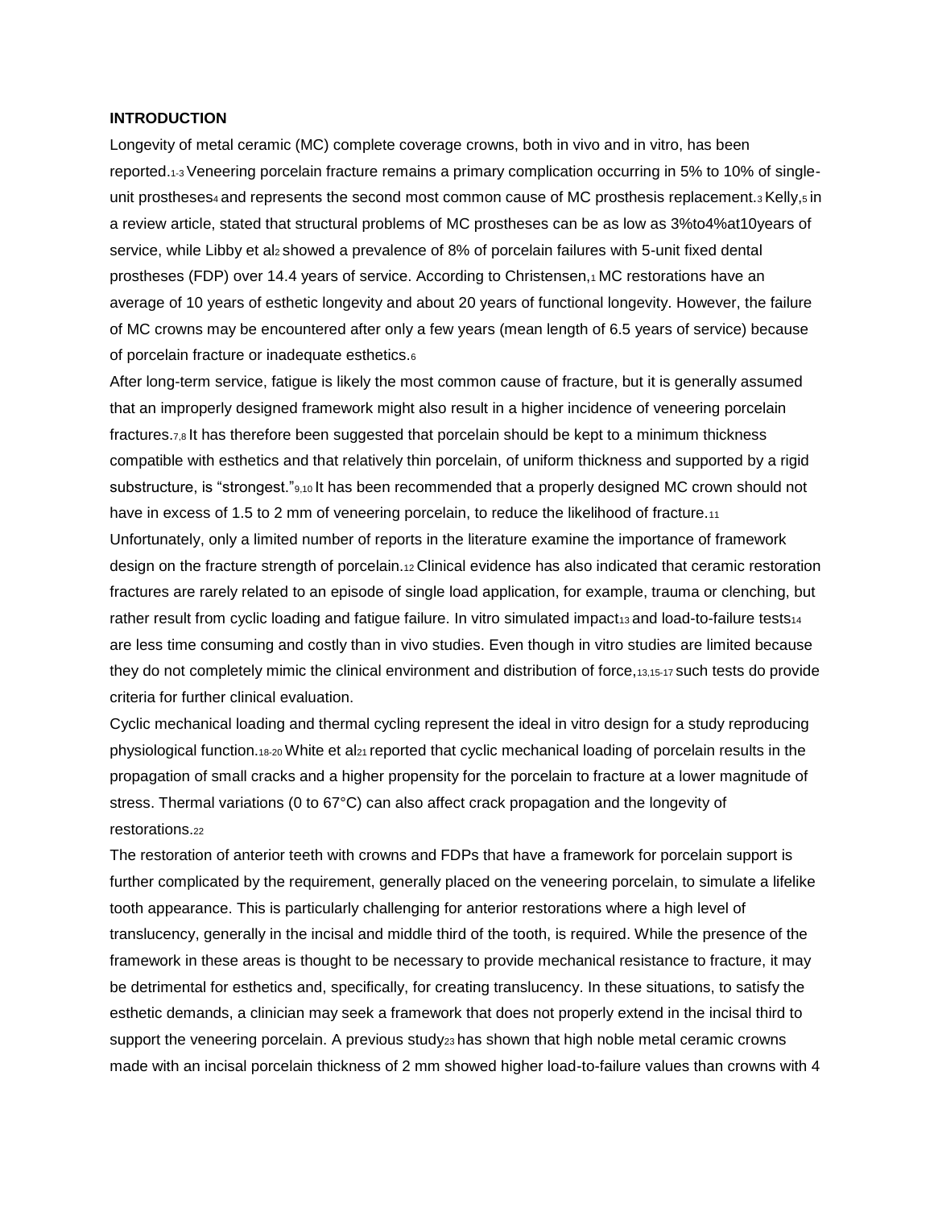**INTRODUCTION**

Longevity of metal ceramic (MC) complete coverage crowns, both in vivo and in vitro, has been reported.[1-3] Veneering porcelain fracture remains a primary complication occurring in 5% to 10% of single-unit prostheses[4] and represents the second most common cause of MC prosthesis replacement.[3] Kelly,[5] in a review article, stated that structural problems of MC prostheses can be as low as 3%to4%at10years of service, while Libby et al[2] showed a prevalence of 8% of porcelain failures with 5-unit fixed dental prostheses (FDP) over 14.4 years of service. According to Christensen,[1] MC restorations have an average of 10 years of esthetic longevity and about 20 years of functional longevity. However, the failure of MC crowns may be encountered after only a few years (mean length of 6.5 years of service) because of porcelain fracture or inadequate esthetics.[6]

After long-term service, fatigue is likely the most common cause of fracture, but it is generally assumed that an improperly designed framework might also result in a higher incidence of veneering porcelain fractures.[7,8] It has therefore been suggested that porcelain should be kept to a minimum thickness compatible with esthetics and that relatively thin porcelain, of uniform thickness and supported by a rigid substructure, is "strongest."[9,10] It has been recommended that a properly designed MC crown should not have in excess of 1.5 to 2 mm of veneering porcelain, to reduce the likelihood of fracture.[11]

Unfortunately, only a limited number of reports in the literature examine the importance of framework design on the fracture strength of porcelain.[12] Clinical evidence has also indicated that ceramic restoration fractures are rarely related to an episode of single load application, for example, trauma or clenching, but rather result from cyclic loading and fatigue failure. In vitro simulated impact[13] and load-to-failure tests[14] are less time consuming and costly than in vivo studies. Even though in vitro studies are limited because they do not completely mimic the clinical environment and distribution of force,[13,15-17] such tests do provide criteria for further clinical evaluation.

Cyclic mechanical loading and thermal cycling represent the ideal in vitro design for a study reproducing physiological function.[18-20] White et al[21] reported that cyclic mechanical loading of porcelain results in the propagation of small cracks and a higher propensity for the porcelain to fracture at a lower magnitude of stress. Thermal variations (0 to 67°C) can also affect crack propagation and the longevity of restorations.[22]

The restoration of anterior teeth with crowns and FDPs that have a framework for porcelain support is further complicated by the requirement, generally placed on the veneering porcelain, to simulate a lifelike tooth appearance. This is particularly challenging for anterior restorations where a high level of translucency, generally in the incisal and middle third of the tooth, is required. While the presence of the framework in these areas is thought to be necessary to provide mechanical resistance to fracture, it may be detrimental for esthetics and, specifically, for creating translucency. In these situations, to satisfy the esthetic demands, a clinician may seek a framework that does not properly extend in the incisal third to support the veneering porcelain. A previous study[23] has shown that high noble metal ceramic crowns made with an incisal porcelain thickness of 2 mm showed higher load-to-failure values than crowns with 4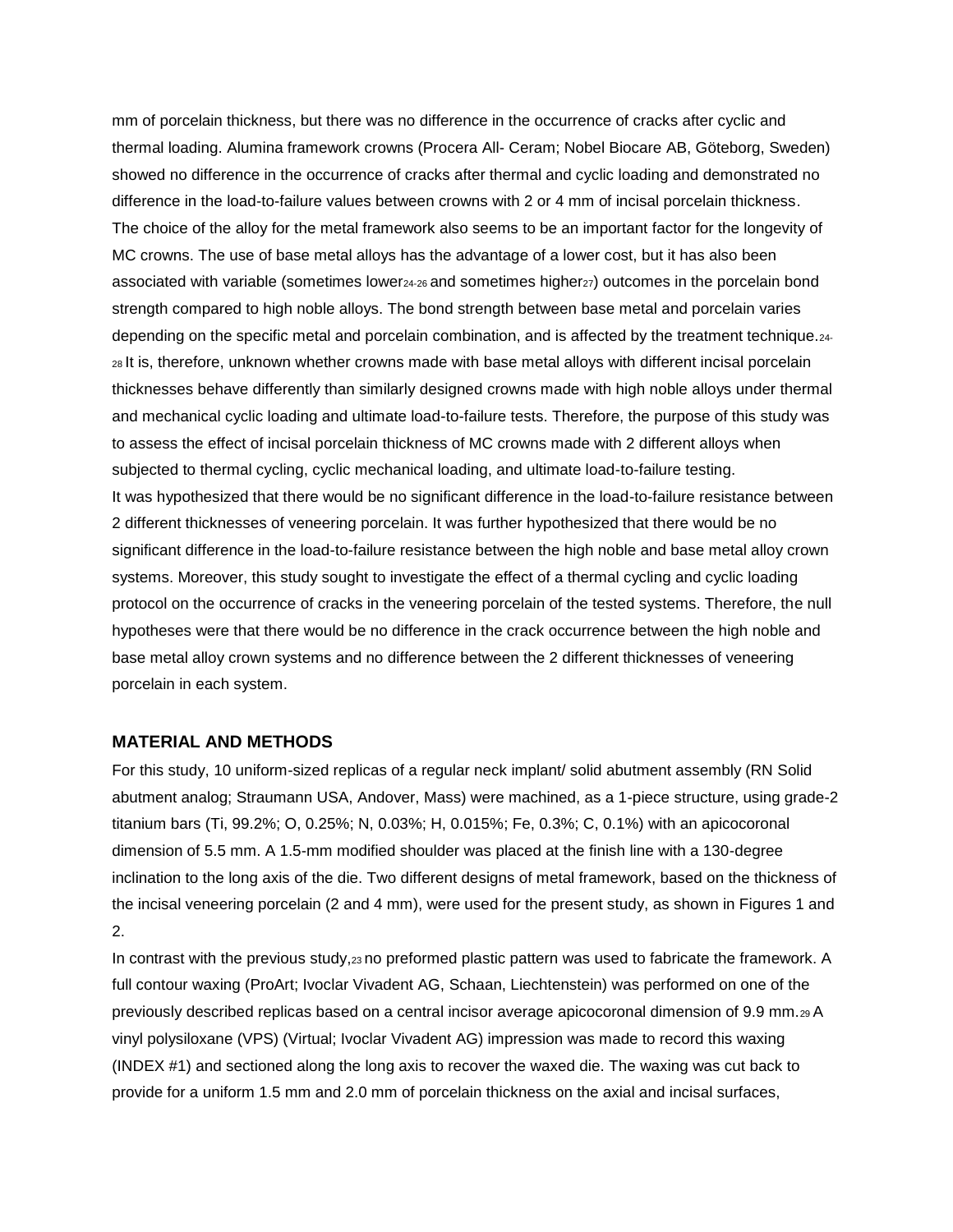mm of porcelain thickness, but there was no difference in the occurrence of cracks after cyclic and thermal loading. Alumina framework crowns (Procera All- Ceram; Nobel Biocare AB, Göteborg, Sweden) showed no difference in the occurrence of cracks after thermal and cyclic loading and demonstrated no difference in the load-to-failure values between crowns with 2 or 4 mm of incisal porcelain thickness.

The choice of the alloy for the metal framework also seems to be an important factor for the longevity of MC crowns. The use of base metal alloys has the advantage of a lower cost, but it has also been associated with variable (sometimes lower[24-26] and sometimes higher[27]) outcomes in the porcelain bond strength compared to high noble alloys. The bond strength between base metal and porcelain varies depending on the specific metal and porcelain combination, and is affected by the treatment technique.[24-28] It is, therefore, unknown whether crowns made with base metal alloys with different incisal porcelain thicknesses behave differently than similarly designed crowns made with high noble alloys under thermal and mechanical cyclic loading and ultimate load-to-failure tests. Therefore, the purpose of this study was to assess the effect of incisal porcelain thickness of MC crowns made with 2 different alloys when subjected to thermal cycling, cyclic mechanical loading, and ultimate load-to-failure testing.

It was hypothesized that there would be no significant difference in the load-to-failure resistance between 2 different thicknesses of veneering porcelain. It was further hypothesized that there would be no significant difference in the load-to-failure resistance between the high noble and base metal alloy crown systems. Moreover, this study sought to investigate the effect of a thermal cycling and cyclic loading protocol on the occurrence of cracks in the veneering porcelain of the tested systems. Therefore, the null hypotheses were that there would be no difference in the crack occurrence between the high noble and base metal alloy crown systems and no difference between the 2 different thicknesses of veneering porcelain in each system.

## MATERIAL AND METHODS

For this study, 10 uniform-sized replicas of a regular neck implant/ solid abutment assembly (RN Solid abutment analog; Straumann USA, Andover, Mass) were machined, as a 1-piece structure, using grade-2 titanium bars (Ti, 99.2%; O, 0.25%; N, 0.03%; H, 0.015%; Fe, 0.3%; C, 0.1%) with an apicocoronal dimension of 5.5 mm. A 1.5-mm modified shoulder was placed at the finish line with a 130-degree inclination to the long axis of the die. Two different designs of metal framework, based on the thickness of the incisal veneering porcelain (2 and 4 mm), were used for the present study, as shown in Figures 1 and 2.

In contrast with the previous study,[23] no preformed plastic pattern was used to fabricate the framework. A full contour waxing (ProArt; Ivoclar Vivadent AG, Schaan, Liechtenstein) was performed on one of the previously described replicas based on a central incisor average apicocoronal dimension of 9.9 mm.[29] A vinyl polysiloxane (VPS) (Virtual; Ivoclar Vivadent AG) impression was made to record this waxing (INDEX #1) and sectioned along the long axis to recover the waxed die. The waxing was cut back to provide for a uniform 1.5 mm and 2.0 mm of porcelain thickness on the axial and incisal surfaces,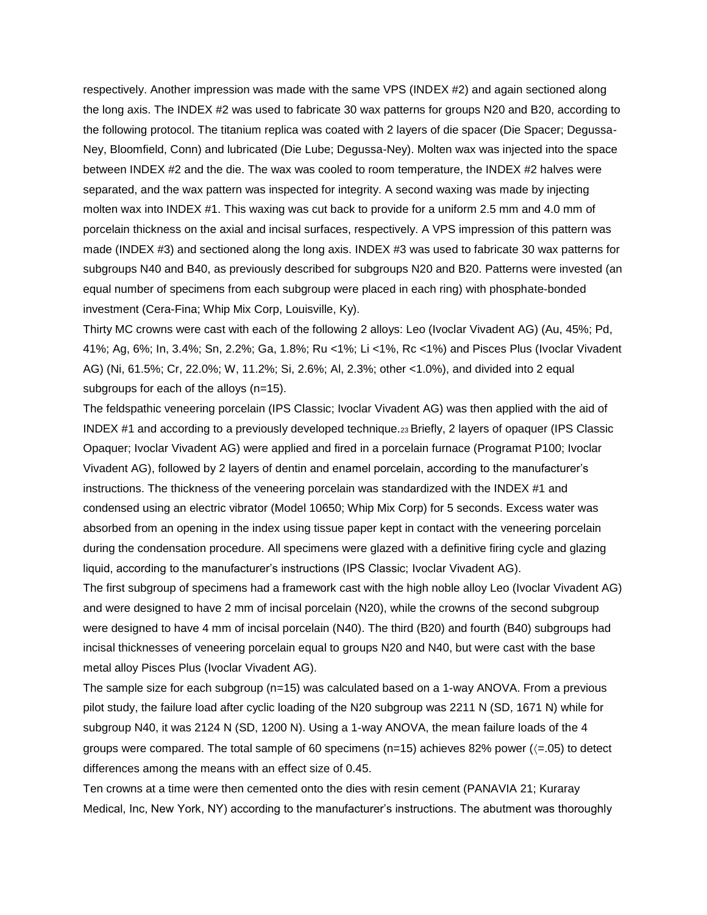respectively. Another impression was made with the same VPS (INDEX #2) and again sectioned along the long axis. The INDEX #2 was used to fabricate 30 wax patterns for groups N20 and B20, according to the following protocol. The titanium replica was coated with 2 layers of die spacer (Die Spacer; Degussa-Ney, Bloomfield, Conn) and lubricated (Die Lube; Degussa-Ney). Molten wax was injected into the space between INDEX #2 and the die. The wax was cooled to room temperature, the INDEX #2 halves were separated, and the wax pattern was inspected for integrity. A second waxing was made by injecting molten wax into INDEX #1. This waxing was cut back to provide for a uniform 2.5 mm and 4.0 mm of porcelain thickness on the axial and incisal surfaces, respectively. A VPS impression of this pattern was made (INDEX #3) and sectioned along the long axis. INDEX #3 was used to fabricate 30 wax patterns for subgroups N40 and B40, as previously described for subgroups N20 and B20. Patterns were invested (an equal number of specimens from each subgroup were placed in each ring) with phosphate-bonded investment (Cera-Fina; Whip Mix Corp, Louisville, Ky).

Thirty MC crowns were cast with each of the following 2 alloys: Leo (Ivoclar Vivadent AG) (Au, 45%; Pd, 41%; Ag, 6%; In, 3.4%; Sn, 2.2%; Ga, 1.8%; Ru <1%; Li <1%, Rc <1%) and Pisces Plus (Ivoclar Vivadent AG) (Ni, 61.5%; Cr, 22.0%; W, 11.2%; Si, 2.6%; Al, 2.3%; other <1.0%), and divided into 2 equal subgroups for each of the alloys (n=15).

The feldspathic veneering porcelain (IPS Classic; Ivoclar Vivadent AG) was then applied with the aid of INDEX #1 and according to a previously developed technique.[23] Briefly, 2 layers of opaquer (IPS Classic Opaquer; Ivoclar Vivadent AG) were applied and fired in a porcelain furnace (Programat P100; Ivoclar Vivadent AG), followed by 2 layers of dentin and enamel porcelain, according to the manufacturer's instructions. The thickness of the veneering porcelain was standardized with the INDEX #1 and condensed using an electric vibrator (Model 10650; Whip Mix Corp) for 5 seconds. Excess water was absorbed from an opening in the index using tissue paper kept in contact with the veneering porcelain during the condensation procedure. All specimens were glazed with a definitive firing cycle and glazing liquid, according to the manufacturer's instructions (IPS Classic; Ivoclar Vivadent AG).

The first subgroup of specimens had a framework cast with the high noble alloy Leo (Ivoclar Vivadent AG) and were designed to have 2 mm of incisal porcelain (N20), while the crowns of the second subgroup were designed to have 4 mm of incisal porcelain (N40). The third (B20) and fourth (B40) subgroups had incisal thicknesses of veneering porcelain equal to groups N20 and N40, but were cast with the base metal alloy Pisces Plus (Ivoclar Vivadent AG).

The sample size for each subgroup (n=15) was calculated based on a 1-way ANOVA. From a previous pilot study, the failure load after cyclic loading of the N20 subgroup was 2211 N (SD, 1671 N) while for subgroup N40, it was 2124 N (SD, 1200 N). Using a 1-way ANOVA, the mean failure loads of the 4 groups were compared. The total sample of 60 specimens (n=15) achieves 82% power (〈=.05) to detect differences among the means with an effect size of 0.45.

Ten crowns at a time were then cemented onto the dies with resin cement (PANAVIA 21; Kuraray Medical, Inc, New York, NY) according to the manufacturer's instructions. The abutment was thoroughly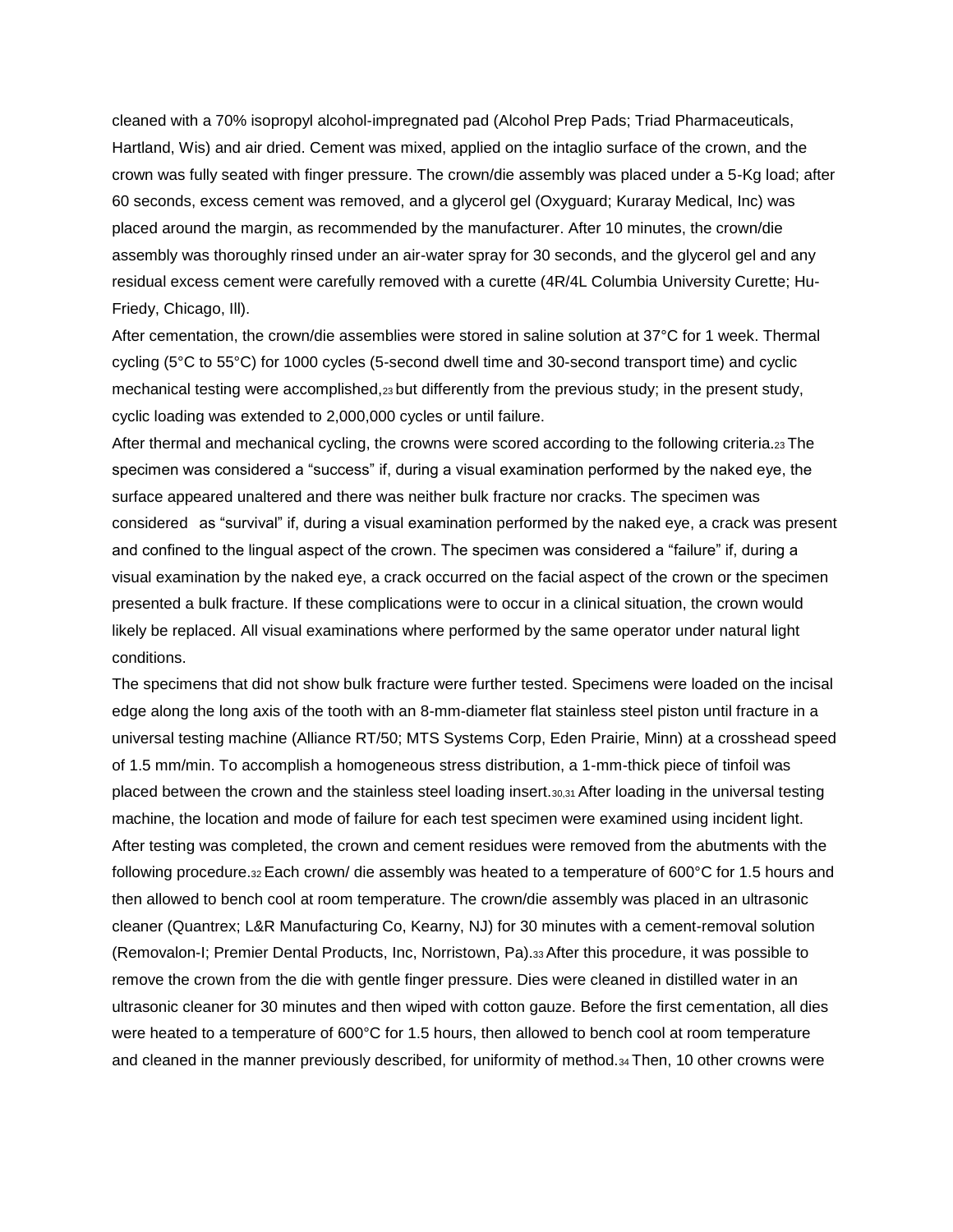cleaned with a 70% isopropyl alcohol-impregnated pad (Alcohol Prep Pads; Triad Pharmaceuticals, Hartland, Wis) and air dried. Cement was mixed, applied on the intaglio surface of the crown, and the crown was fully seated with finger pressure. The crown/die assembly was placed under a 5-Kg load; after 60 seconds, excess cement was removed, and a glycerol gel (Oxyguard; Kuraray Medical, Inc) was placed around the margin, as recommended by the manufacturer. After 10 minutes, the crown/die assembly was thoroughly rinsed under an air-water spray for 30 seconds, and the glycerol gel and any residual excess cement were carefully removed with a curette (4R/4L Columbia University Curette; Hu-Friedy, Chicago, Ill).

After cementation, the crown/die assemblies were stored in saline solution at 37°C for 1 week. Thermal cycling (5°C to 55°C) for 1000 cycles (5-second dwell time and 30-second transport time) and cyclic mechanical testing were accomplished,[23] but differently from the previous study; in the present study, cyclic loading was extended to 2,000,000 cycles or until failure.

After thermal and mechanical cycling, the crowns were scored according to the following criteria.[23] The specimen was considered a "success" if, during a visual examination performed by the naked eye, the surface appeared unaltered and there was neither bulk fracture nor cracks. The specimen was considered as "survival" if, during a visual examination performed by the naked eye, a crack was present and confined to the lingual aspect of the crown. The specimen was considered a "failure" if, during a visual examination by the naked eye, a crack occurred on the facial aspect of the crown or the specimen presented a bulk fracture. If these complications were to occur in a clinical situation, the crown would likely be replaced. All visual examinations where performed by the same operator under natural light conditions.

The specimens that did not show bulk fracture were further tested. Specimens were loaded on the incisal edge along the long axis of the tooth with an 8-mm-diameter flat stainless steel piston until fracture in a universal testing machine (Alliance RT/50; MTS Systems Corp, Eden Prairie, Minn) at a crosshead speed of 1.5 mm/min. To accomplish a homogeneous stress distribution, a 1-mm-thick piece of tinfoil was placed between the crown and the stainless steel loading insert.[30,31] After loading in the universal testing machine, the location and mode of failure for each test specimen were examined using incident light.

After testing was completed, the crown and cement residues were removed from the abutments with the following procedure.[32] Each crown/ die assembly was heated to a temperature of 600°C for 1.5 hours and then allowed to bench cool at room temperature. The crown/die assembly was placed in an ultrasonic cleaner (Quantrex; L&R Manufacturing Co, Kearny, NJ) for 30 minutes with a cement-removal solution (Removalon-I; Premier Dental Products, Inc, Norristown, Pa).[33] After this procedure, it was possible to remove the crown from the die with gentle finger pressure. Dies were cleaned in distilled water in an ultrasonic cleaner for 30 minutes and then wiped with cotton gauze. Before the first cementation, all dies were heated to a temperature of 600°C for 1.5 hours, then allowed to bench cool at room temperature and cleaned in the manner previously described, for uniformity of method.[34] Then, 10 other crowns were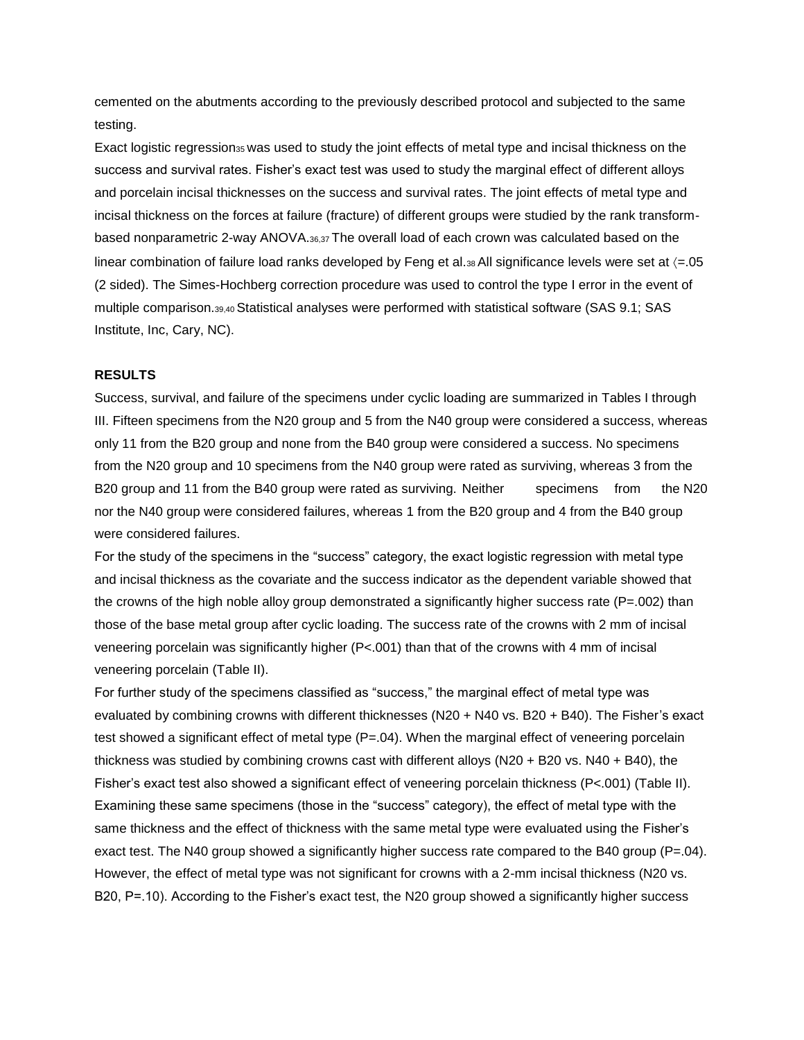cemented on the abutments according to the previously described protocol and subjected to the same testing.

Exact logistic regression[35] was used to study the joint effects of metal type and incisal thickness on the success and survival rates. Fisher's exact test was used to study the marginal effect of different alloys and porcelain incisal thicknesses on the success and survival rates. The joint effects of metal type and incisal thickness on the forces at failure (fracture) of different groups were studied by the rank transform-based nonparametric 2-way ANOVA.[36,37] The overall load of each crown was calculated based on the linear combination of failure load ranks developed by Feng et al.[38] All significance levels were set at 〈=.05 (2 sided). The Simes-Hochberg correction procedure was used to control the type I error in the event of multiple comparison.[39,40] Statistical analyses were performed with statistical software (SAS 9.1; SAS Institute, Inc, Cary, NC).

**RESULTS**

Success, survival, and failure of the specimens under cyclic loading are summarized in Tables I through III. Fifteen specimens from the N20 group and 5 from the N40 group were considered a success, whereas only 11 from the B20 group and none from the B40 group were considered a success. No specimens from the N20 group and 10 specimens from the N40 group were rated as surviving, whereas 3 from the B20 group and 11 from the B40 group were rated as surviving. Neither specimens from the N20 nor the N40 group were considered failures, whereas 1 from the B20 group and 4 from the B40 group were considered failures.

For the study of the specimens in the "success" category, the exact logistic regression with metal type and incisal thickness as the covariate and the success indicator as the dependent variable showed that the crowns of the high noble alloy group demonstrated a significantly higher success rate (P=.002) than those of the base metal group after cyclic loading. The success rate of the crowns with 2 mm of incisal veneering porcelain was significantly higher (P<.001) than that of the crowns with 4 mm of incisal veneering porcelain (Table II).

For further study of the specimens classified as "success," the marginal effect of metal type was evaluated by combining crowns with different thicknesses (N20 + N40 vs. B20 + B40). The Fisher's exact test showed a significant effect of metal type (P=.04). When the marginal effect of veneering porcelain thickness was studied by combining crowns cast with different alloys (N20 + B20 vs. N40 + B40), the Fisher's exact test also showed a significant effect of veneering porcelain thickness (P<.001) (Table II).

Examining these same specimens (those in the "success" category), the effect of metal type with the same thickness and the effect of thickness with the same metal type were evaluated using the Fisher's exact test. The N40 group showed a significantly higher success rate compared to the B40 group (P=.04). However, the effect of metal type was not significant for crowns with a 2-mm incisal thickness (N20 vs. B20, P=.10). According to the Fisher's exact test, the N20 group showed a significantly higher success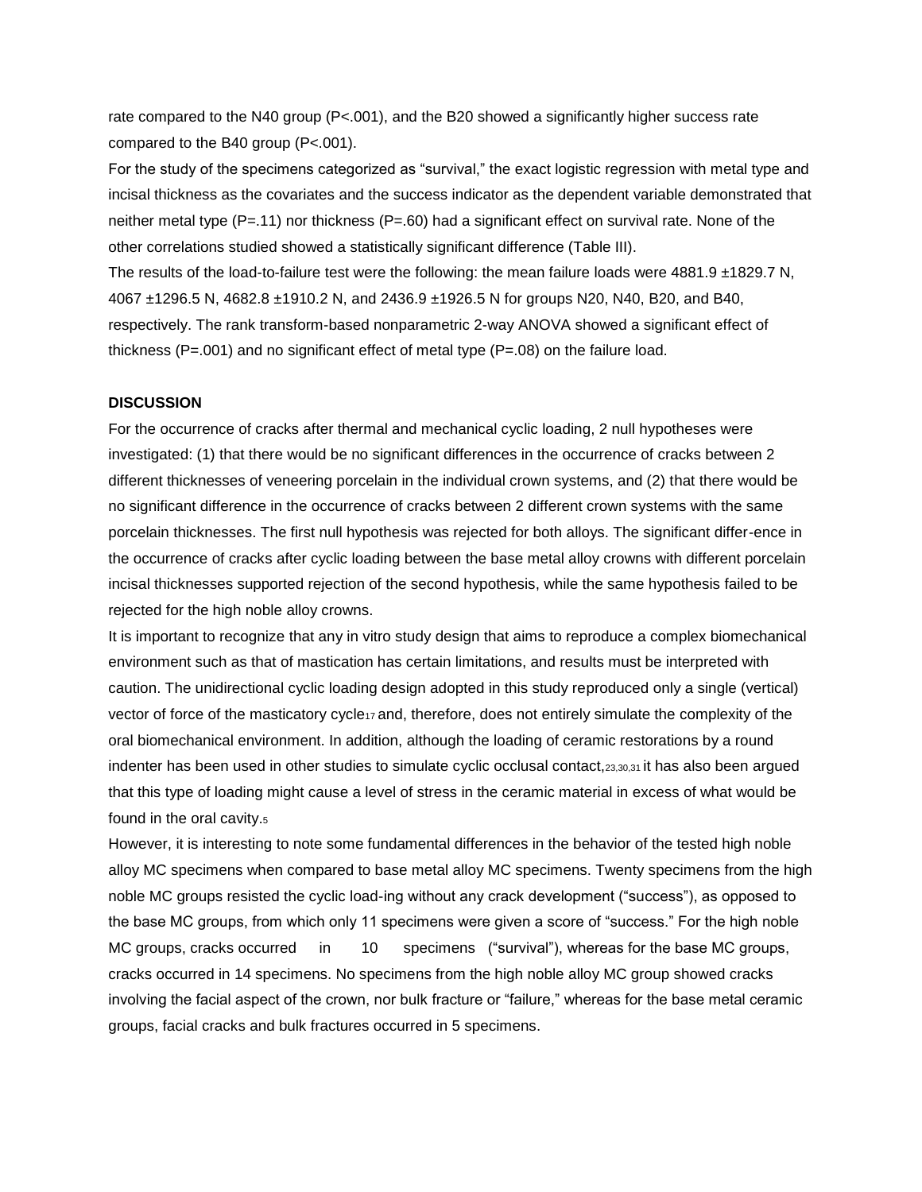rate compared to the N40 group ($P<.001$), and the B20 showed a significantly higher success rate compared to the B40 group ($P<.001$).

For the study of the specimens categorized as “survival,” the exact logistic regression with metal type and incisal thickness as the covariates and the success indicator as the dependent variable demonstrated that neither metal type ($P=.11$) nor thickness ($P=.60$) had a significant effect on survival rate. None of the other correlations studied showed a statistically significant difference (Table III).

The results of the load-to-failure test were the following: the mean failure loads were 4881.9 ±1829.7 N, 4067 ±1296.5 N, 4682.8 ±1910.2 N, and 2436.9 ±1926.5 N for groups N20, N40, B20, and B40, respectively. The rank transform-based nonparametric 2-way ANOVA showed a significant effect of thickness ($P=.001$) and no significant effect of metal type ($P=.08$) on the failure load.

## DISCUSSION

For the occurrence of cracks after thermal and mechanical cyclic loading, 2 null hypotheses were investigated: (1) that there would be no significant differences in the occurrence of cracks between 2 different thicknesses of veneering porcelain in the individual crown systems, and (2) that there would be no significant difference in the occurrence of cracks between 2 different crown systems with the same porcelain thicknesses. The first null hypothesis was rejected for both alloys. The significant differ-ence in the occurrence of cracks after cyclic loading between the base metal alloy crowns with different porcelain incisal thicknesses supported rejection of the second hypothesis, while the same hypothesis failed to be rejected for the high noble alloy crowns.

It is important to recognize that any in vitro study design that aims to reproduce a complex biomechanical environment such as that of mastication has certain limitations, and results must be interpreted with caution. The unidirectional cyclic loading design adopted in this study reproduced only a single (vertical) vector of force of the masticatory cycle[17] and, therefore, does not entirely simulate the complexity of the oral biomechanical environment. In addition, although the loading of ceramic restorations by a round indenter has been used in other studies to simulate cyclic occlusal contact,[23,30,31] it has also been argued that this type of loading might cause a level of stress in the ceramic material in excess of what would be found in the oral cavity.[5]

However, it is interesting to note some fundamental differences in the behavior of the tested high noble alloy MC specimens when compared to base metal alloy MC specimens. Twenty specimens from the high noble MC groups resisted the cyclic load-ing without any crack development (“success”), as opposed to the base MC groups, from which only 11 specimens were given a score of “success.” For the high noble MC groups, cracks occurred in 10 specimens (“survival”), whereas for the base MC groups, cracks occurred in 14 specimens. No specimens from the high noble alloy MC group showed cracks involving the facial aspect of the crown, nor bulk fracture or “failure,” whereas for the base metal ceramic groups, facial cracks and bulk fractures occurred in 5 specimens.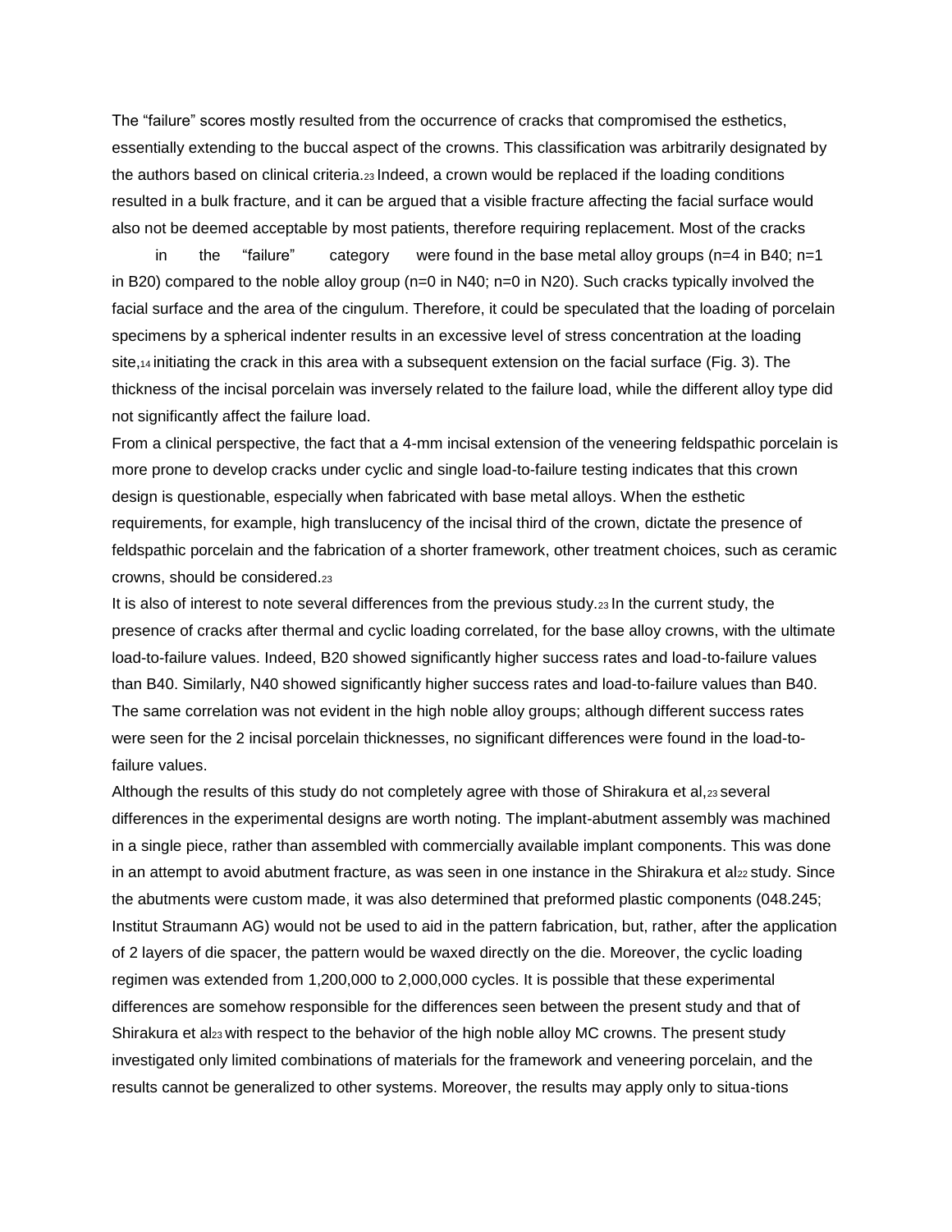The “failure” scores mostly resulted from the occurrence of cracks that compromised the esthetics, essentially extending to the buccal aspect of the crowns. This classification was arbitrarily designated by the authors based on clinical criteria.[23] Indeed, a crown would be replaced if the loading conditions resulted in a bulk fracture, and it can be argued that a visible fracture affecting the facial surface would also not be deemed acceptable by most patients, therefore requiring replacement. Most of the cracks in the “failure” category were found in the base metal alloy groups (n=4 in B40; n=1 in B20) compared to the noble alloy group (n=0 in N40; n=0 in N20). Such cracks typically involved the facial surface and the area of the cingulum. Therefore, it could be speculated that the loading of porcelain specimens by a spherical indenter results in an excessive level of stress concentration at the loading site,[14] initiating the crack in this area with a subsequent extension on the facial surface (Fig. 3). The thickness of the incisal porcelain was inversely related to the failure load, while the different alloy type did not significantly affect the failure load.

From a clinical perspective, the fact that a 4-mm incisal extension of the veneering feldspathic porcelain is more prone to develop cracks under cyclic and single load-to-failure testing indicates that this crown design is questionable, especially when fabricated with base metal alloys. When the esthetic requirements, for example, high translucency of the incisal third of the crown, dictate the presence of feldspathic porcelain and the fabrication of a shorter framework, other treatment choices, such as ceramic crowns, should be considered.[23]

It is also of interest to note several differences from the previous study.[23] In the current study, the presence of cracks after thermal and cyclic loading correlated, for the base alloy crowns, with the ultimate load-to-failure values. Indeed, B20 showed significantly higher success rates and load-to-failure values than B40. Similarly, N40 showed significantly higher success rates and load-to-failure values than B40. The same correlation was not evident in the high noble alloy groups; although different success rates were seen for the 2 incisal porcelain thicknesses, no significant differences were found in the load-to-failure values.

Although the results of this study do not completely agree with those of Shirakura et al,[23] several differences in the experimental designs are worth noting. The implant-abutment assembly was machined in a single piece, rather than assembled with commercially available implant components. This was done in an attempt to avoid abutment fracture, as was seen in one instance in the Shirakura et al[22] study. Since the abutments were custom made, it was also determined that preformed plastic components (048.245; Institut Straumann AG) would not be used to aid in the pattern fabrication, but, rather, after the application of 2 layers of die spacer, the pattern would be waxed directly on the die. Moreover, the cyclic loading regimen was extended from 1,200,000 to 2,000,000 cycles. It is possible that these experimental differences are somehow responsible for the differences seen between the present study and that of Shirakura et al[23] with respect to the behavior of the high noble alloy MC crowns. The present study investigated only limited combinations of materials for the framework and veneering porcelain, and the results cannot be generalized to other systems. Moreover, the results may apply only to situa-tions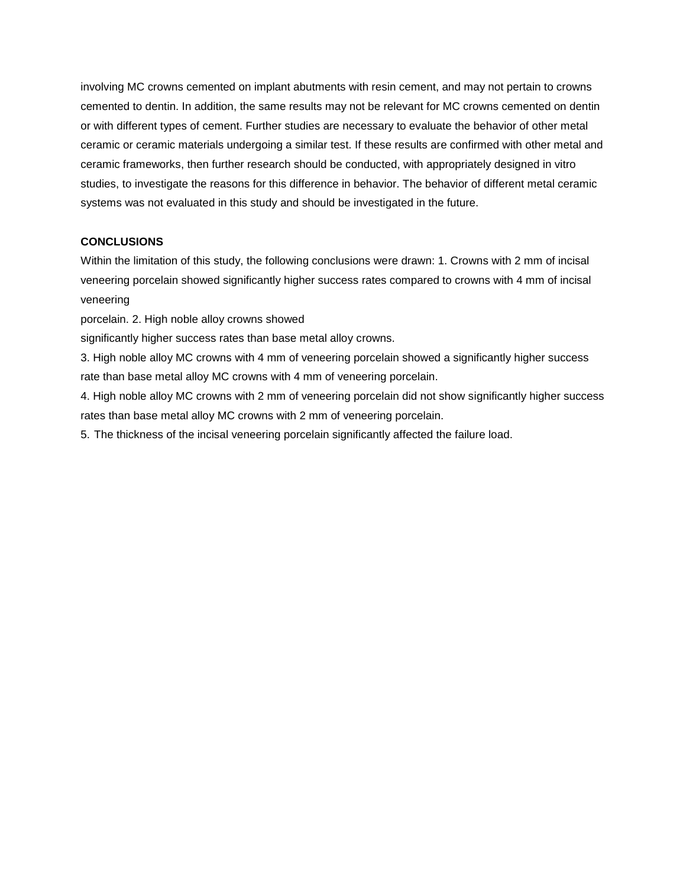involving MC crowns cemented on implant abutments with resin cement, and may not pertain to crowns cemented to dentin. In addition, the same results may not be relevant for MC crowns cemented on dentin or with different types of cement. Further studies are necessary to evaluate the behavior of other metal ceramic or ceramic materials undergoing a similar test. If these results are confirmed with other metal and ceramic frameworks, then further research should be conducted, with appropriately designed in vitro studies, to investigate the reasons for this difference in behavior. The behavior of different metal ceramic systems was not evaluated in this study and should be investigated in the future.

**CONCLUSIONS**

Within the limitation of this study, the following conclusions were drawn: 1. Crowns with 2 mm of incisal veneering porcelain showed significantly higher success rates compared to crowns with 4 mm of incisal veneering porcelain. 2. High noble alloy crowns showed significantly higher success rates than base metal alloy crowns.

3. High noble alloy MC crowns with 4 mm of veneering porcelain showed a significantly higher success rate than base metal alloy MC crowns with 4 mm of veneering porcelain.

4. High noble alloy MC crowns with 2 mm of veneering porcelain did not show significantly higher success rates than base metal alloy MC crowns with 2 mm of veneering porcelain.

5. The thickness of the incisal veneering porcelain significantly affected the failure load.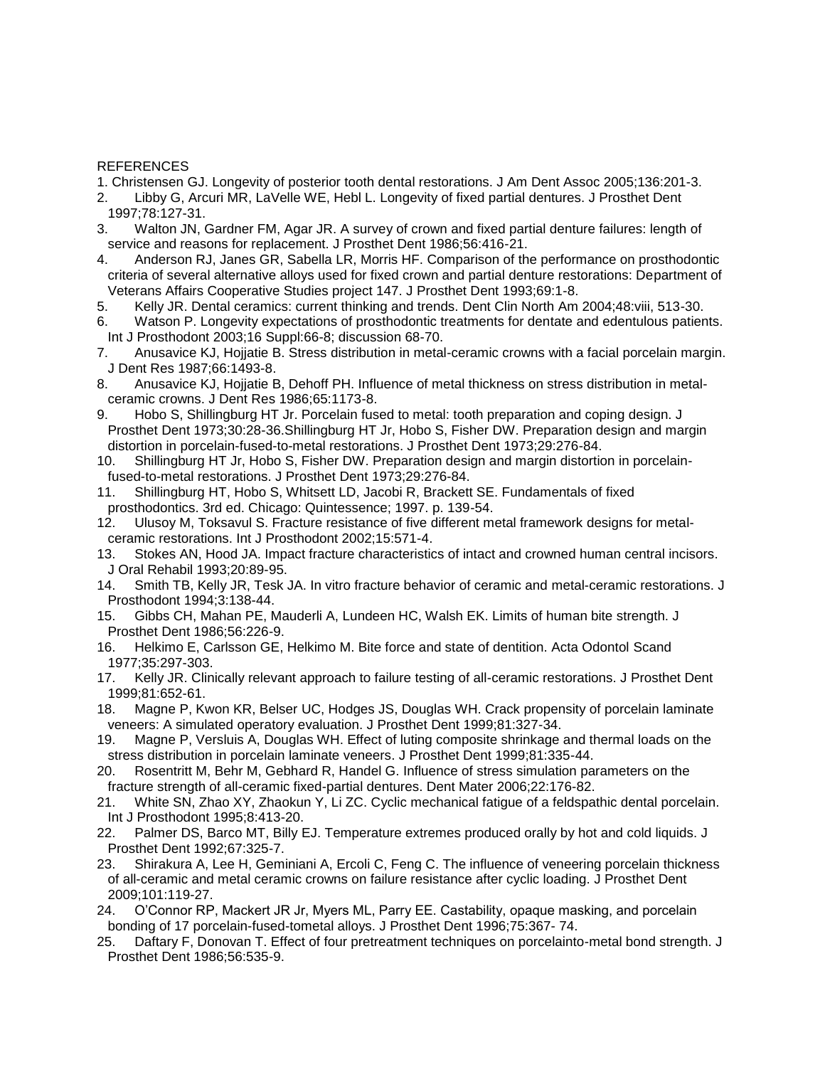REFERENCES

1. Christensen GJ. Longevity of posterior tooth dental restorations. J Am Dent Assoc 2005;136:201-3.
2. Libby G, Arcuri MR, LaVelle WE, Hebl L. Longevity of fixed partial dentures. J Prosthet Dent 1997;78:127-31.
3. Walton JN, Gardner FM, Agar JR. A survey of crown and fixed partial denture failures: length of service and reasons for replacement. J Prosthet Dent 1986;56:416-21.
4. Anderson RJ, Janes GR, Sabella LR, Morris HF. Comparison of the performance on prosthodontic criteria of several alternative alloys used for fixed crown and partial denture restorations: Department of Veterans Affairs Cooperative Studies project 147. J Prosthet Dent 1993;69:1-8.
5. Kelly JR. Dental ceramics: current thinking and trends. Dent Clin North Am 2004;48:viii, 513-30.
6. Watson P. Longevity expectations of prosthodontic treatments for dentate and edentulous patients. Int J Prosthodont 2003;16 Suppl:66-8; discussion 68-70.
7. Anusavice KJ, Hojjatie B. Stress distribution in metal-ceramic crowns with a facial porcelain margin. J Dent Res 1987;66:1493-8.
8. Anusavice KJ, Hojjatie B, Dehoff PH. Influence of metal thickness on stress distribution in metal-ceramic crowns. J Dent Res 1986;65:1173-8.
9. Hobo S, Shillingburg HT Jr. Porcelain fused to metal: tooth preparation and coping design. J Prosthet Dent 1973;30:28-36.Shillingburg HT Jr, Hobo S, Fisher DW. Preparation design and margin distortion in porcelain-fused-to-metal restorations. J Prosthet Dent 1973;29:276-84.
10. Shillingburg HT Jr, Hobo S, Fisher DW. Preparation design and margin distortion in porcelain-fused-to-metal restorations. J Prosthet Dent 1973;29:276-84.
11. Shillingburg HT, Hobo S, Whitsett LD, Jacobi R, Brackett SE. Fundamentals of fixed prosthodontics. 3rd ed. Chicago: Quintessence; 1997. p. 139-54.
12. Ulusoy M, Toksavul S. Fracture resistance of five different metal framework designs for metal-ceramic restorations. Int J Prosthodont 2002;15:571-4.
13. Stokes AN, Hood JA. Impact fracture characteristics of intact and crowned human central incisors. J Oral Rehabil 1993;20:89-95.
14. Smith TB, Kelly JR, Tesk JA. In vitro fracture behavior of ceramic and metal-ceramic restorations. J Prosthodont 1994;3:138-44.
15. Gibbs CH, Mahan PE, Mauderli A, Lundeen HC, Walsh EK. Limits of human bite strength. J Prosthet Dent 1986;56:226-9.
16. Helkimo E, Carlsson GE, Helkimo M. Bite force and state of dentition. Acta Odontol Scand 1977;35:297-303.
17. Kelly JR. Clinically relevant approach to failure testing of all-ceramic restorations. J Prosthet Dent 1999;81:652-61.
18. Magne P, Kwon KR, Belser UC, Hodges JS, Douglas WH. Crack propensity of porcelain laminate veneers: A simulated operatory evaluation. J Prosthet Dent 1999;81:327-34.
19. Magne P, Versluis A, Douglas WH. Effect of luting composite shrinkage and thermal loads on the stress distribution in porcelain laminate veneers. J Prosthet Dent 1999;81:335-44.
20. Rosentritt M, Behr M, Gebhard R, Handel G. Influence of stress simulation parameters on the fracture strength of all-ceramic fixed-partial dentures. Dent Mater 2006;22:176-82.
21. White SN, Zhao XY, Zhaokun Y, Li ZC. Cyclic mechanical fatigue of a feldspathic dental porcelain. Int J Prosthodont 1995;8:413-20.
22. Palmer DS, Barco MT, Billy EJ. Temperature extremes produced orally by hot and cold liquids. J Prosthet Dent 1992;67:325-7.
23. Shirakura A, Lee H, Geminiani A, Ercoli C, Feng C. The influence of veneering porcelain thickness of all-ceramic and metal ceramic crowns on failure resistance after cyclic loading. J Prosthet Dent 2009;101:119-27.
24. O'Connor RP, Mackert JR Jr, Myers ML, Parry EE. Castability, opaque masking, and porcelain bonding of 17 porcelain-fused-tometal alloys. J Prosthet Dent 1996;75:367- 74.
25. Daftary F, Donovan T. Effect of four pretreatment techniques on porcelainto-metal bond strength. J Prosthet Dent 1986;56:535-9.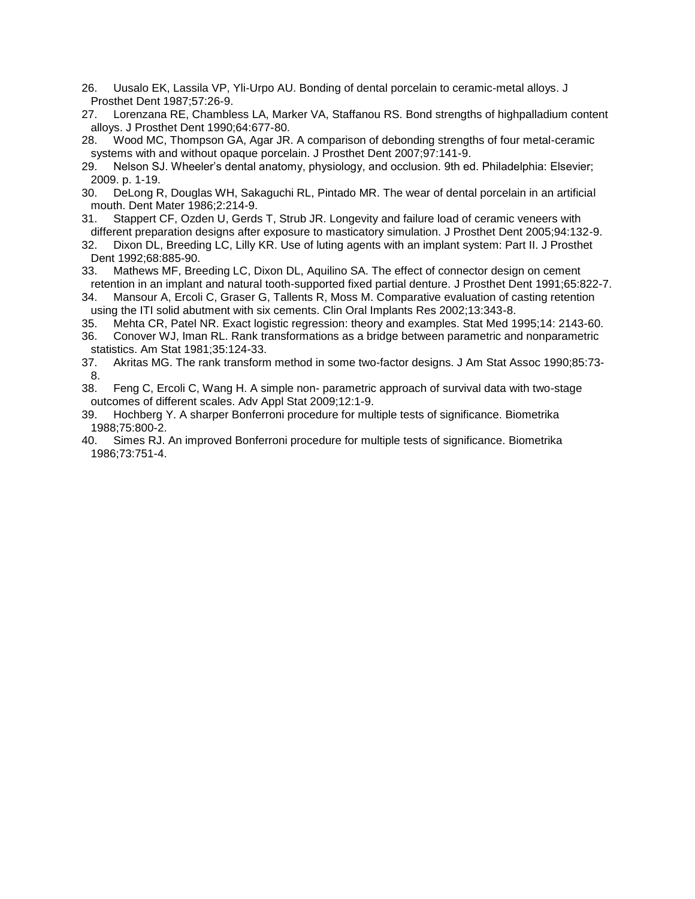26. Uusalo EK, Lassila VP, Yli-Urpo AU. Bonding of dental porcelain to ceramic-metal alloys. J Prosthet Dent 1987;57:26-9.
27. Lorenzana RE, Chambless LA, Marker VA, Staffanou RS. Bond strengths of highpalladium content alloys. J Prosthet Dent 1990;64:677-80.
28. Wood MC, Thompson GA, Agar JR. A comparison of debonding strengths of four metal-ceramic systems with and without opaque porcelain. J Prosthet Dent 2007;97:141-9.
29. Nelson SJ. Wheeler's dental anatomy, physiology, and occlusion. 9th ed. Philadelphia: Elsevier; 2009. p. 1-19.
30. DeLong R, Douglas WH, Sakaguchi RL, Pintado MR. The wear of dental porcelain in an artificial mouth. Dent Mater 1986;2:214-9.
31. Stappert CF, Ozden U, Gerds T, Strub JR. Longevity and failure load of ceramic veneers with different preparation designs after exposure to masticatory simulation. J Prosthet Dent 2005;94:132-9.
32. Dixon DL, Breeding LC, Lilly KR. Use of luting agents with an implant system: Part II. J Prosthet Dent 1992;68:885-90.
33. Mathews MF, Breeding LC, Dixon DL, Aquilino SA. The effect of connector design on cement retention in an implant and natural tooth-supported fixed partial denture. J Prosthet Dent 1991;65:822-7.
34. Mansour A, Ercoli C, Graser G, Tallents R, Moss M. Comparative evaluation of casting retention using the ITI solid abutment with six cements. Clin Oral Implants Res 2002;13:343-8.
35. Mehta CR, Patel NR. Exact logistic regression: theory and examples. Stat Med 1995;14: 2143-60.
36. Conover WJ, Iman RL. Rank transformations as a bridge between parametric and nonparametric statistics. Am Stat 1981;35:124-33.
37. Akritas MG. The rank transform method in some two-factor designs. J Am Stat Assoc 1990;85:73-8.
38. Feng C, Ercoli C, Wang H. A simple non- parametric approach of survival data with two-stage outcomes of different scales. Adv Appl Stat 2009;12:1-9.
39. Hochberg Y. A sharper Bonferroni procedure for multiple tests of significance. Biometrika 1988;75:800-2.
40. Simes RJ. An improved Bonferroni procedure for multiple tests of significance. Biometrika 1986;73:751-4.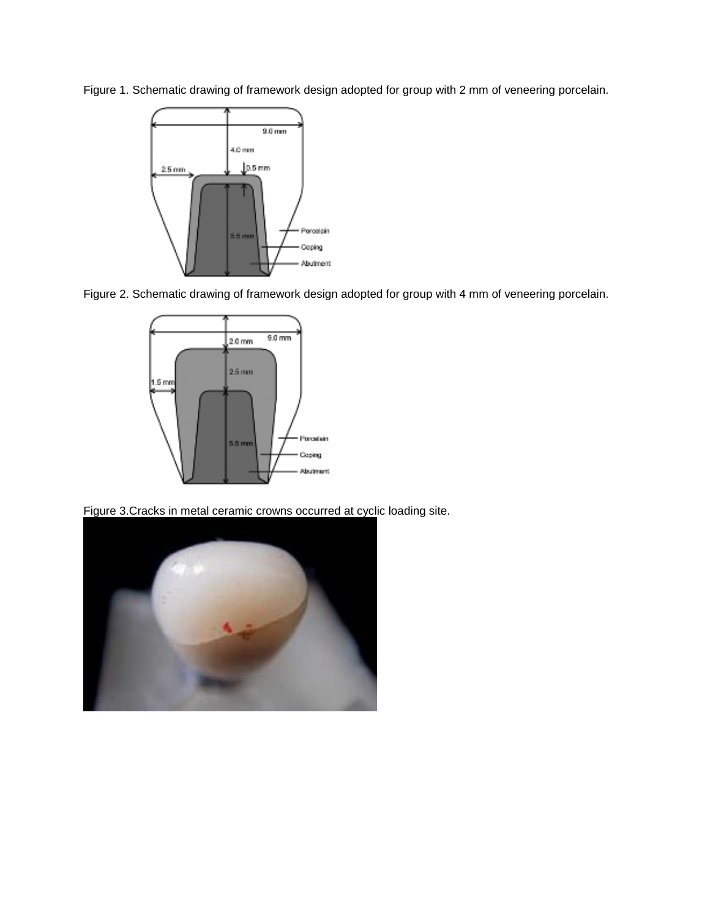Figure 1. Schematic drawing of framework design adopted for group with 2 mm of veneering porcelain.

Figure 2. Schematic drawing of framework design adopted for group with 4 mm of veneering porcelain.

Figure 3.Cracks in metal ceramic crowns occurred at cyclic loading site.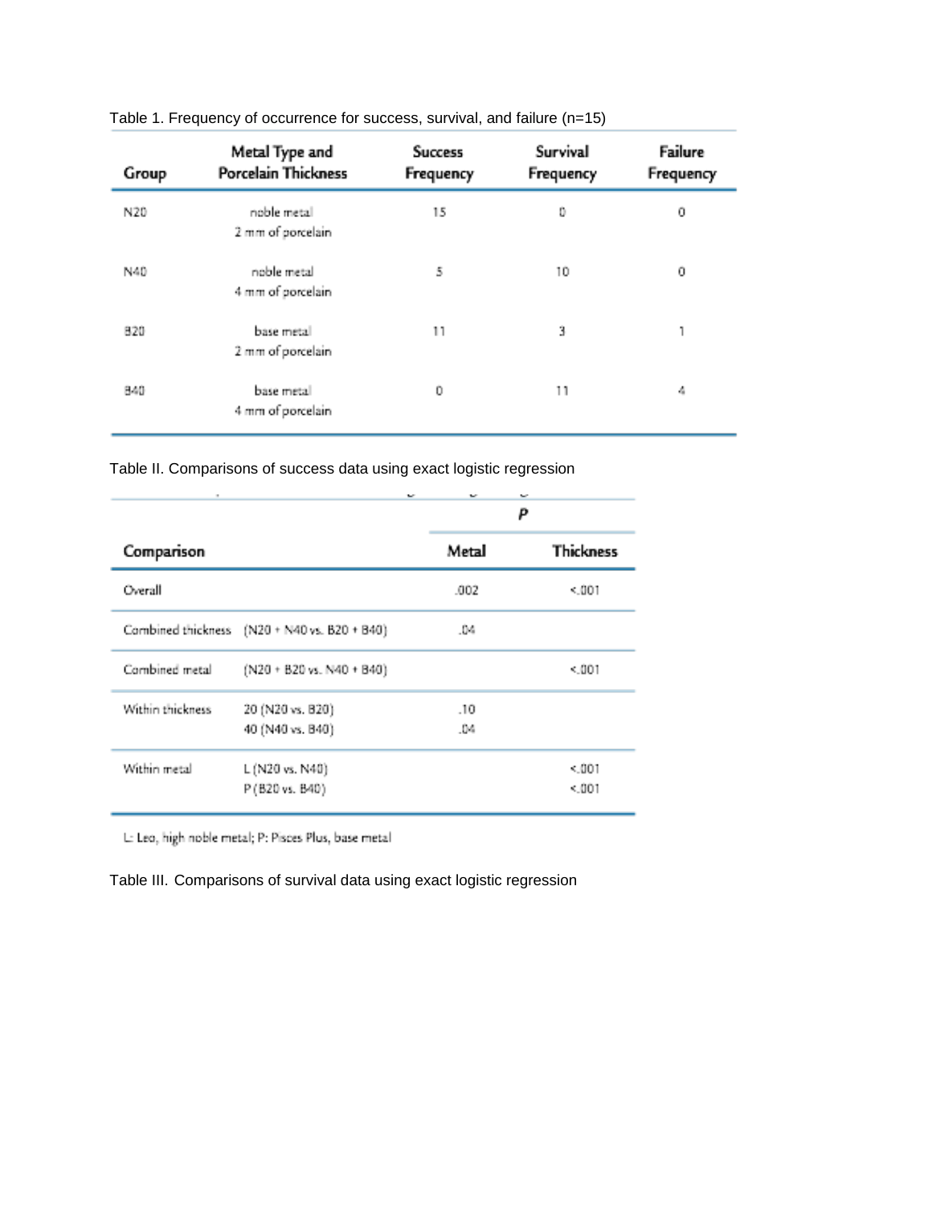Table 1. Frequency of occurrence for success, survival, and failure (n=15)

| Group | Metal Type and Porcelain Thickness | Success Frequency | Survival Frequency | Failure Frequency |
|---|---|---|---|---|
| N20 | noble metal 2 mm of porcelain | 15 | 0 | 0 |
| N40 | noble metal 4 mm of porcelain | 5 | 10 | 0 |
| B20 | base metal 2 mm of porcelain | 11 | 3 | 1 |
| B40 | base metal 4 mm of porcelain | 0 | 11 | 4 |

Table II. Comparisons of success data using exact logistic regression

| Comparison | | *P* | |
|---|---|---|---|
| | | Metal | Thickness |
| Overall | | .002 | <.001 |
| Combined thickness | (N20 + N40 vs. B20 + B40) | .04 | |
| Combined metal | (N20 + B20 vs. N40 + B40) | | <.001 |
| Within thickness | 20 (N20 vs. B20) | .10 | |
| | 40 (N40 vs. B40) | .04 | |
| Within metal | L (N20 vs. N40) | | <.001 |
| | P (B20 vs. B40) | | <.001 |

L: Leo, high noble metal; P: Pisces Plus, base metal

Table III. Comparisons of survival data using exact logistic regression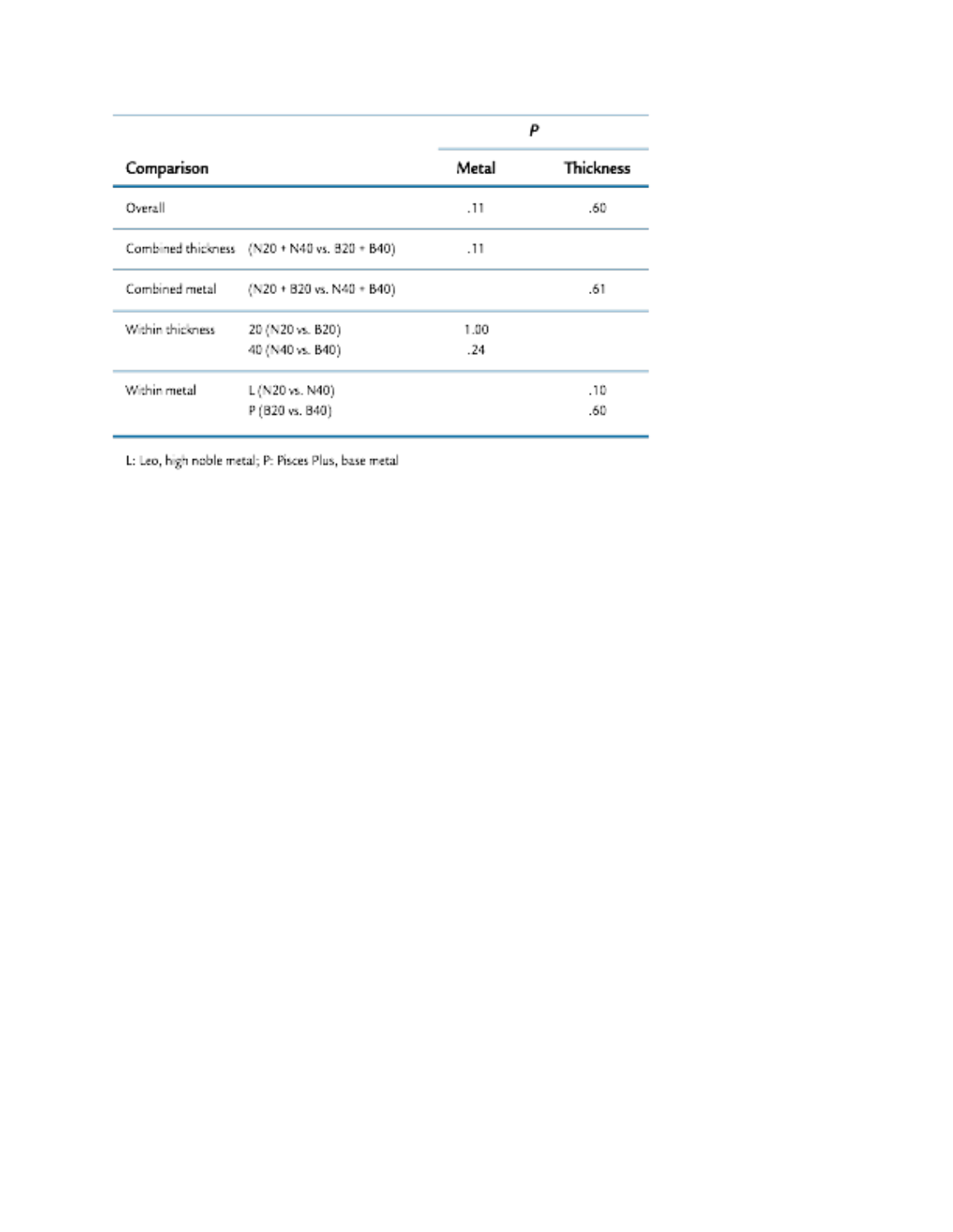| Comparison | | *P* | |
|---|---|---|---|
| | | Metal | Thickness |
| Overall | | .11 | .60 |
| Combined thickness | (N20 + N40 vs. B20 + B40) | .11 | |
| Combined metal | (N20 + B20 vs. N40 + B40) | | .61 |
| Within thickness | 20 (N20 vs. B20) | 1.00 | |
| | 40 (N40 vs. B40) | .24 | |
| Within metal | L (N20 vs. N40) | | .10 |
| | P (B20 vs. B40) | | .60 |

L: Leo, high noble metal; P: Pisces Plus, base metal